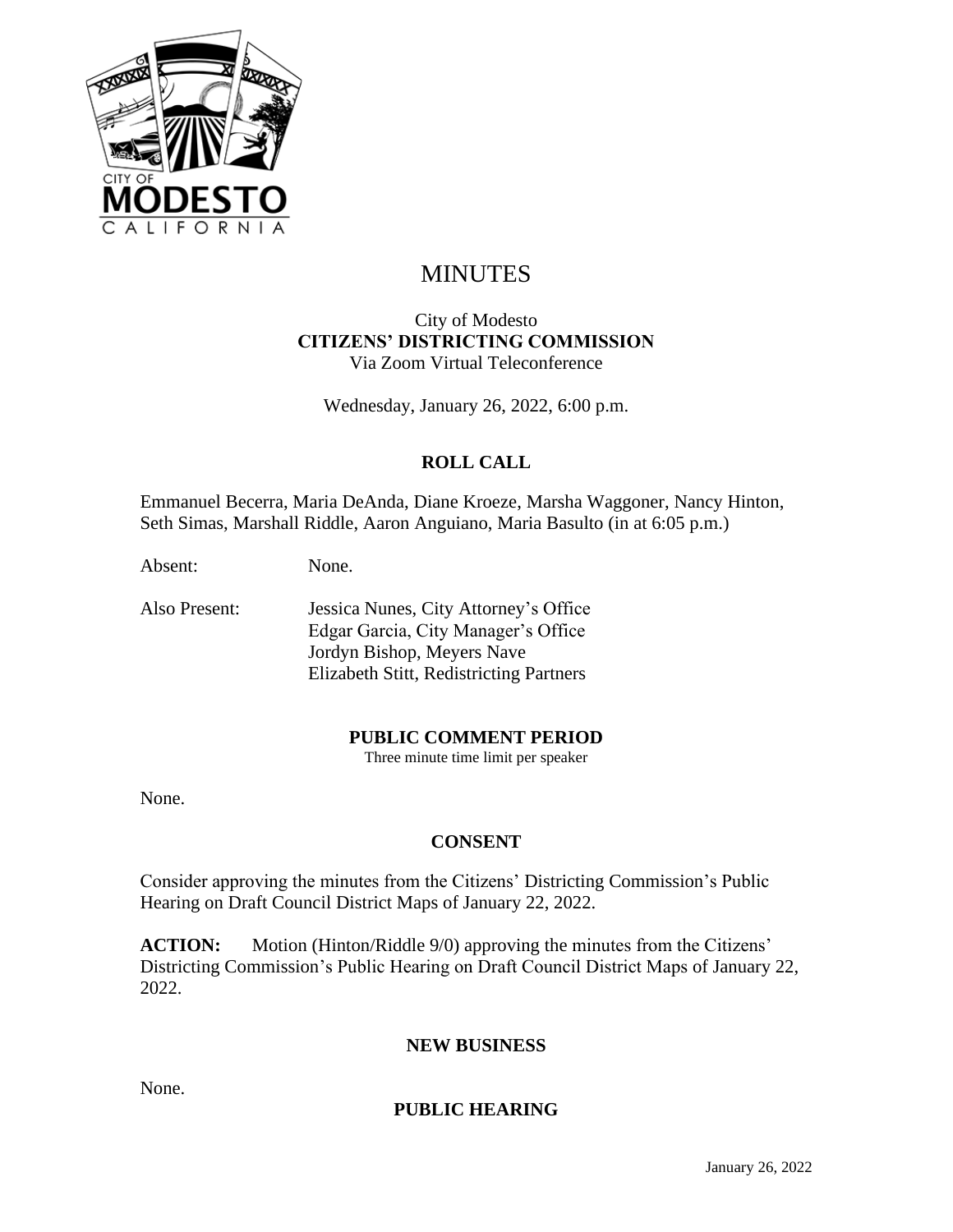# MINUTES

City of Modesto
**CITIZENS' DISTRICTING COMMISSION**
Via Zoom Virtual Teleconference

Wednesday, January 26, 2022, 6:00 p.m.

## ROLL CALL

Emmanuel Becerra, Maria DeAnda, Diane Kroeze, Marsha Waggoner, Nancy Hinton, Seth Simas, Marshall Riddle, Aaron Anguiano, Maria Basulto (in at 6:05 p.m.)

Absent: None.

Also Present: Jessica Nunes, City Attorney's Office
Edgar Garcia, City Manager's Office
Jordyn Bishop, Meyers Nave
Elizabeth Stitt, Redistricting Partners

## PUBLIC COMMENT PERIOD

Three minute time limit per speaker

None.

## CONSENT

Consider approving the minutes from the Citizens' Districting Commission's Public Hearing on Draft Council District Maps of January 22, 2022.

**ACTION:** Motion (Hinton/Riddle 9/0) approving the minutes from the Citizens' Districting Commission's Public Hearing on Draft Council District Maps of January 22, 2022.

## NEW BUSINESS

None.

## PUBLIC HEARING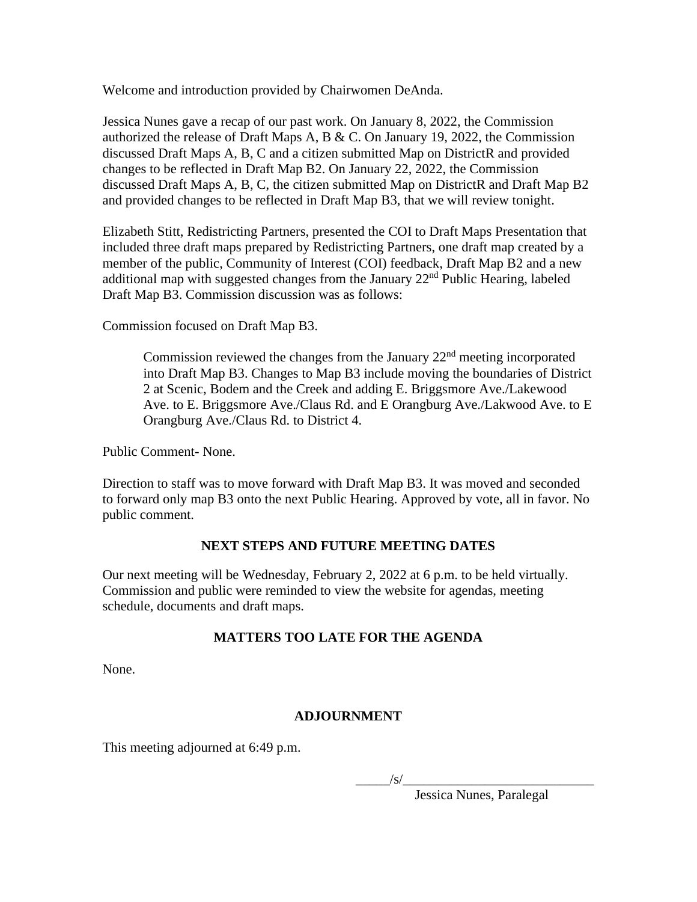Welcome and introduction provided by Chairwomen DeAnda.

Jessica Nunes gave a recap of our past work. On January 8, 2022, the Commission authorized the release of Draft Maps A, B & C. On January 19, 2022, the Commission discussed Draft Maps A, B, C and a citizen submitted Map on DistrictR and provided changes to be reflected in Draft Map B2. On January 22, 2022, the Commission discussed Draft Maps A, B, C, the citizen submitted Map on DistrictR and Draft Map B2 and provided changes to be reflected in Draft Map B3, that we will review tonight.

Elizabeth Stitt, Redistricting Partners, presented the COI to Draft Maps Presentation that included three draft maps prepared by Redistricting Partners, one draft map created by a member of the public, Community of Interest (COI) feedback, Draft Map B2 and a new additional map with suggested changes from the January 22nd Public Hearing, labeled Draft Map B3. Commission discussion was as follows:

Commission focused on Draft Map B3.

> Commission reviewed the changes from the January 22nd meeting incorporated into Draft Map B3. Changes to Map B3 include moving the boundaries of District 2 at Scenic, Bodem and the Creek and adding E. Briggsmore Ave./Lakewood Ave. to E. Briggsmore Ave./Claus Rd. and E Orangburg Ave./Lakwood Ave. to E Orangburg Ave./Claus Rd. to District 4.

Public Comment- None.

Direction to staff was to move forward with Draft Map B3. It was moved and seconded to forward only map B3 onto the next Public Hearing. Approved by vote, all in favor. No public comment.

## NEXT STEPS AND FUTURE MEETING DATES

Our next meeting will be Wednesday, February 2, 2022 at 6 p.m. to be held virtually. Commission and public were reminded to view the website for agendas, meeting schedule, documents and draft maps.

## MATTERS TOO LATE FOR THE AGENDA

None.

## ADJOURNMENT

This meeting adjourned at 6:49 p.m.

_____/s/_____________________________
Jessica Nunes, Paralegal